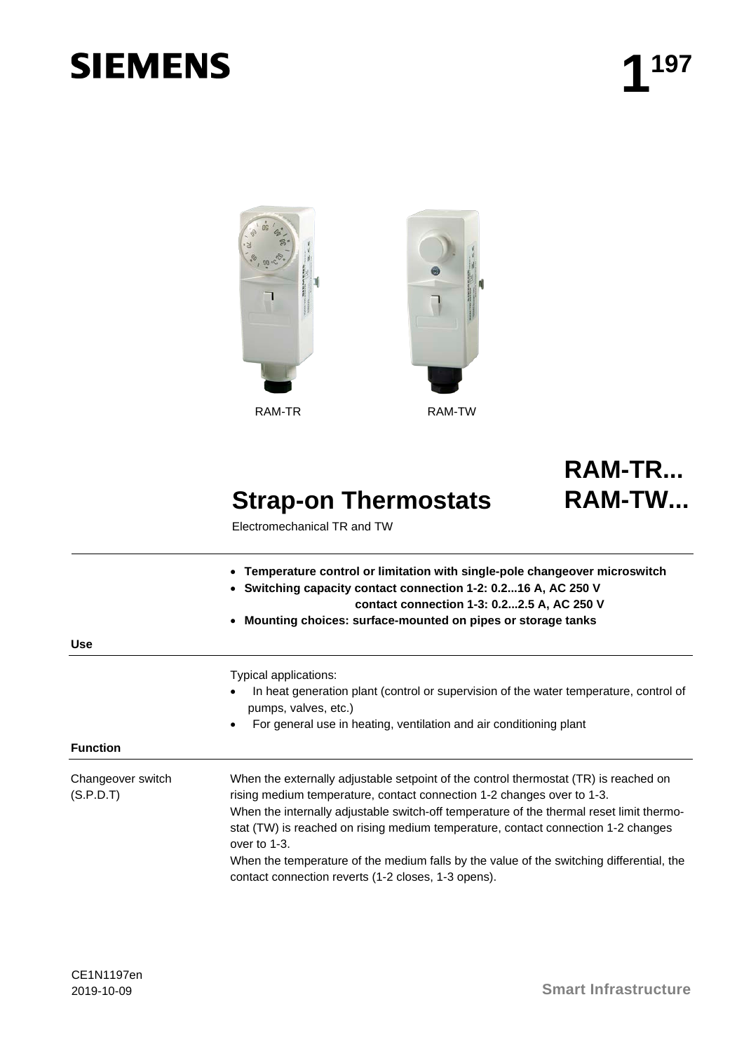SIEMENS

# 1 197

RAM-TR RAM-TW

# Strap-on Thermostats

# RAM-TR... RAM-TW...

Electromechanical TR and TW

- **Temperature control or limitation with single-pole changeover microswitch**
- **Switching capacity contact connection 1-2: 0.2...16 A, AC 250 V**
  **contact connection 1-3: 0.2...2.5 A, AC 250 V**
- **Mounting choices: surface-mounted on pipes or storage tanks**

## Use

Typical applications:

- In heat generation plant (control or supervision of the water temperature, control of pumps, valves, etc.)
- For general use in heating, ventilation and air conditioning plant

## Function

### Changeover switch (S.P.D.T)

When the externally adjustable setpoint of the control thermostat (TR) is reached on rising medium temperature, contact connection 1-2 changes over to 1-3.
When the internally adjustable switch-off temperature of the thermal reset limit thermostat (TW) is reached on rising medium temperature, contact connection 1-2 changes over to 1-3.
When the temperature of the medium falls by the value of the switching differential, the contact connection reverts (1-2 closes, 1-3 opens).

CE1N1197en
2019-10-09

Smart Infrastructure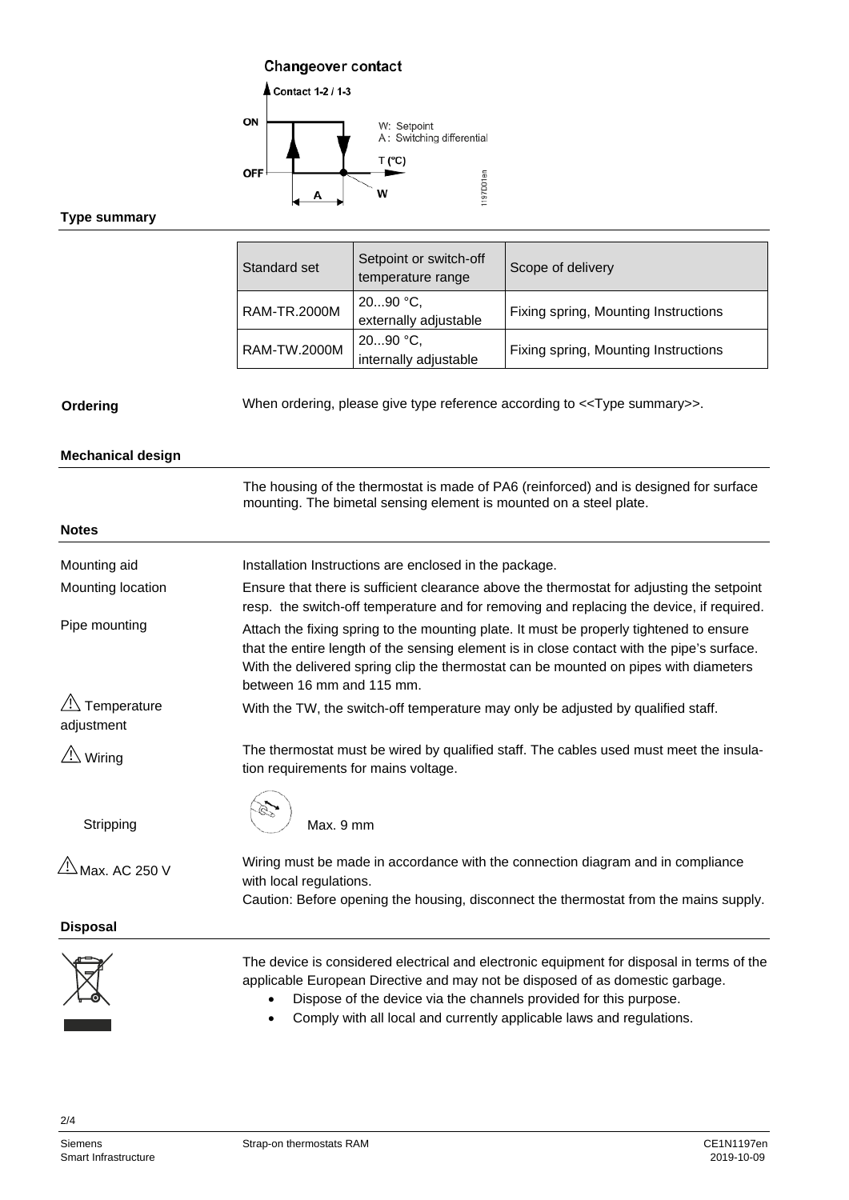**Changeover contact**

Contact 1-2 / 1-3

ON

OFF

W: Setpoint
A: Switching differential

T (°C)

A

W

1197D01en

## Type summary

| Standard set | Setpoint or switch-off temperature range | Scope of delivery |
|---|---|---|
| RAM-TR.2000M | 20...90 °C, externally adjustable | Fixing spring, Mounting Instructions |
| RAM-TW.2000M | 20...90 °C, internally adjustable | Fixing spring, Mounting Instructions |

**Ordering**

When ordering, please give type reference according to <<Type summary>>.

## Mechanical design

The housing of the thermostat is made of PA6 (reinforced) and is designed for surface mounting. The bimetal sensing element is mounted on a steel plate.

## Notes

**Mounting aid**

Installation Instructions are enclosed in the package.

**Mounting location**

Ensure that there is sufficient clearance above the thermostat for adjusting the setpoint resp. the switch-off temperature and for removing and replacing the device, if required.

**Pipe mounting**

Attach the fixing spring to the mounting plate. It must be properly tightened to ensure that the entire length of the sensing element is in close contact with the pipe's surface. With the delivered spring clip the thermostat can be mounted on pipes with diameters between 16 mm and 115 mm.

**⚠ Temperature adjustment**

With the TW, the switch-off temperature may only be adjusted by qualified staff.

**⚠ Wiring**

The thermostat must be wired by qualified staff. The cables used must meet the insulation requirements for mains voltage.

**Stripping**

Max. 9 mm

**⚠ Max. AC 250 V**

Wiring must be made in accordance with the connection diagram and in compliance with local regulations.
Caution: Before opening the housing, disconnect the thermostat from the mains supply.

## Disposal

The device is considered electrical and electronic equipment for disposal in terms of the applicable European Directive and may not be disposed of as domestic garbage.

- Dispose of the device via the channels provided for this purpose.
- Comply with all local and currently applicable laws and regulations.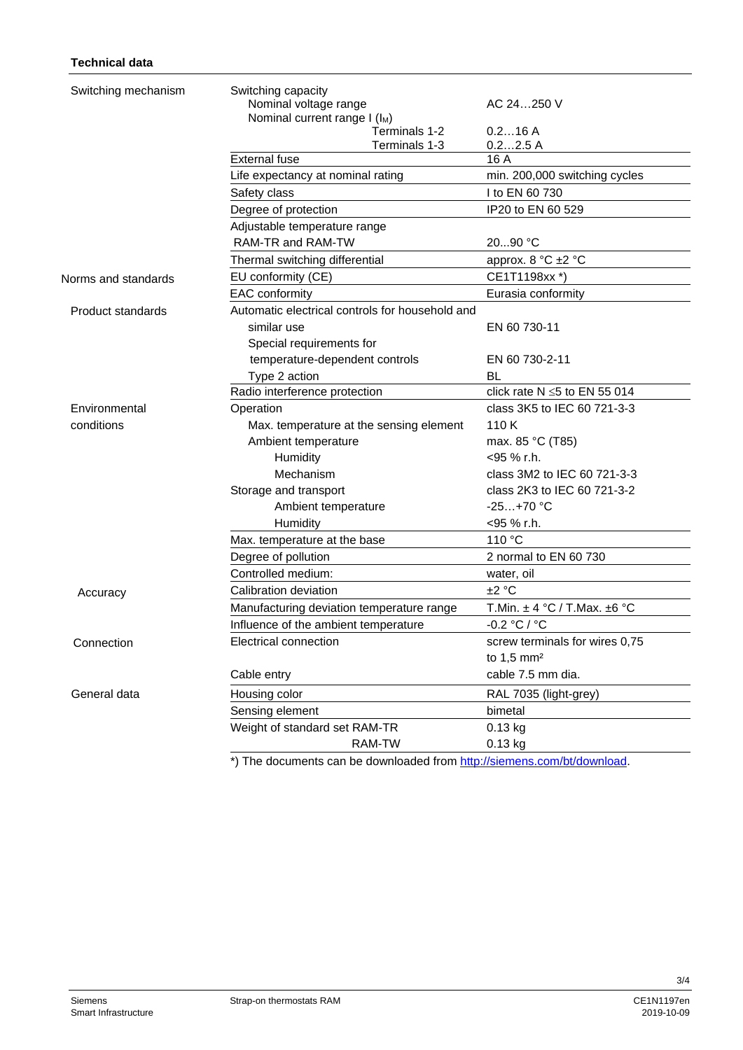**Technical data**

| | | |
|---|---|---|
| Switching mechanism | Switching capacity<br>Nominal voltage range<br>Nominal current range I ($I_M$)<br>Terminals 1-2<br>Terminals 1-3 | <br>AC 24…250 V<br><br>0.2…16 A<br>0.2…2.5 A |
| | External fuse | 16 A |
| | Life expectancy at nominal rating | min. 200,000 switching cycles |
| | Safety class | I to EN 60 730 |
| | Degree of protection | IP20 to EN 60 529 |
| | Adjustable temperature range<br>RAM-TR and RAM-TW | <br>20...90 °C |
| | Thermal switching differential | approx. 8 °C ±2 °C |
| Norms and standards | EU conformity (CE) | CE1T1198xx *) |
| | EAC conformity | Eurasia conformity |
| Product standards | Automatic electrical controls for household and similar use<br>Special requirements for temperature-dependent controls<br>Type 2 action | EN 60 730-11<br><br>EN 60 730-2-11<br>BL |
| | Radio interference protection | click rate N ≤5 to EN 55 014 |
| Environmental conditions | Operation<br>Max. temperature at the sensing element<br>Ambient temperature<br>Humidity<br>Mechanism<br>Storage and transport<br>Ambient temperature<br>Humidity | class 3K5 to IEC 60 721-3-3<br>110 K<br>max. 85 °C (T85)<br><95 % r.h.<br>class 3M2 to IEC 60 721-3-3<br>class 2K3 to IEC 60 721-3-2<br>-25…+70 °C<br><95 % r.h. |
| | Max. temperature at the base | 110 °C |
| | Degree of pollution | 2 normal to EN 60 730 |
| | Controlled medium: | water, oil |
| Accuracy | Calibration deviation | ±2 °C |
| | Manufacturing deviation temperature range | T.Min. ± 4 °C / T.Max. ±6 °C |
| | Influence of the ambient temperature | -0.2 °C / °C |
| Connection | Electrical connection | screw terminals for wires 0,75 to 1,5 mm² |
| | Cable entry | cable 7.5 mm dia. |
| General data | Housing color | RAL 7035 (light-grey) |
| | Sensing element | bimetal |
| | Weight of standard set RAM-TR<br>RAM-TW | 0.13 kg<br>0.13 kg |

*) The documents can be downloaded from http://siemens.com/bt/download.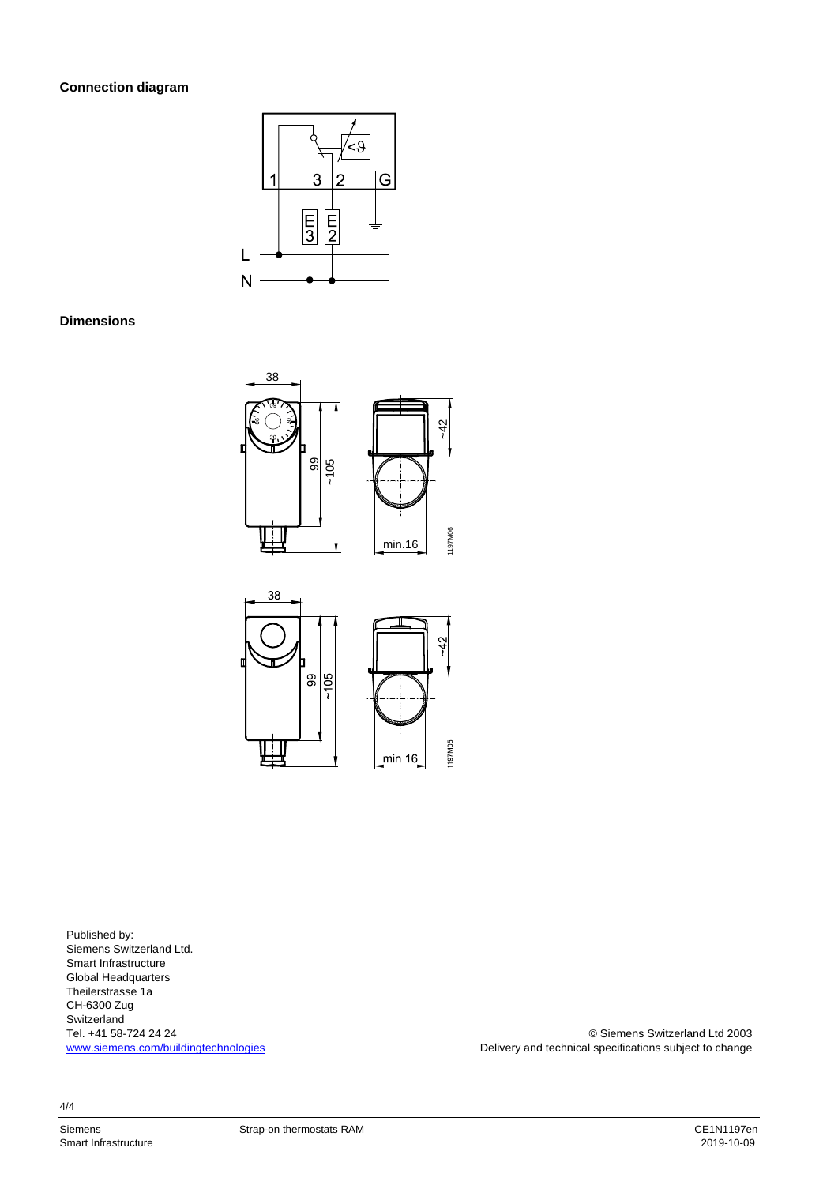## Connection diagram

1 3 2 G

<ϑ

E 3

E 2

L

N

## Dimensions

38

99

~105

~42

min.16

1197M06

38

99

~105

~42

min.16

1197M05

Published by:
Siemens Switzerland Ltd.
Smart Infrastructure
Global Headquarters
Theilerstrasse 1a
CH-6300 Zug
Switzerland
Tel. +41 58-724 24 24
www.siemens.com/buildingtechnologies

© Siemens Switzerland Ltd 2003
Delivery and technical specifications subject to change